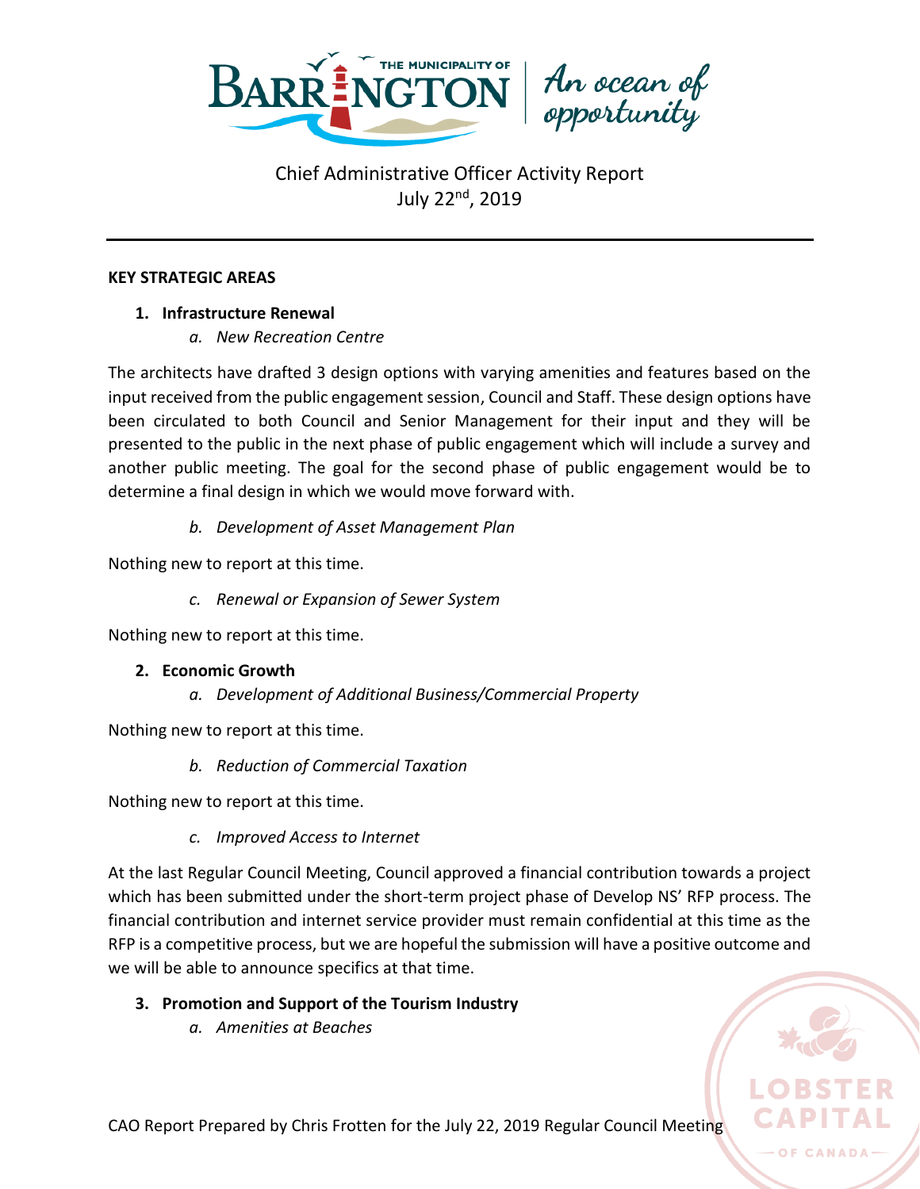Chief Administrative Officer Activity Report
July 22nd, 2019

---

**KEY STRATEGIC AREAS**

1. **Infrastructure Renewal**
    a. *New Recreation Centre*

The architects have drafted 3 design options with varying amenities and features based on the input received from the public engagement session, Council and Staff. These design options have been circulated to both Council and Senior Management for their input and they will be presented to the public in the next phase of public engagement which will include a survey and another public meeting. The goal for the second phase of public engagement would be to determine a final design in which we would move forward with.

    b. *Development of Asset Management Plan*

Nothing new to report at this time.

    c. *Renewal or Expansion of Sewer System*

Nothing new to report at this time.

2. **Economic Growth**
    a. *Development of Additional Business/Commercial Property*

Nothing new to report at this time.

    b. *Reduction of Commercial Taxation*

Nothing new to report at this time.

    c. *Improved Access to Internet*

At the last Regular Council Meeting, Council approved a financial contribution towards a project which has been submitted under the short-term project phase of Develop NS' RFP process. The financial contribution and internet service provider must remain confidential at this time as the RFP is a competitive process, but we are hopeful the submission will have a positive outcome and we will be able to announce specifics at that time.

3. **Promotion and Support of the Tourism Industry**
    a. *Amenities at Beaches*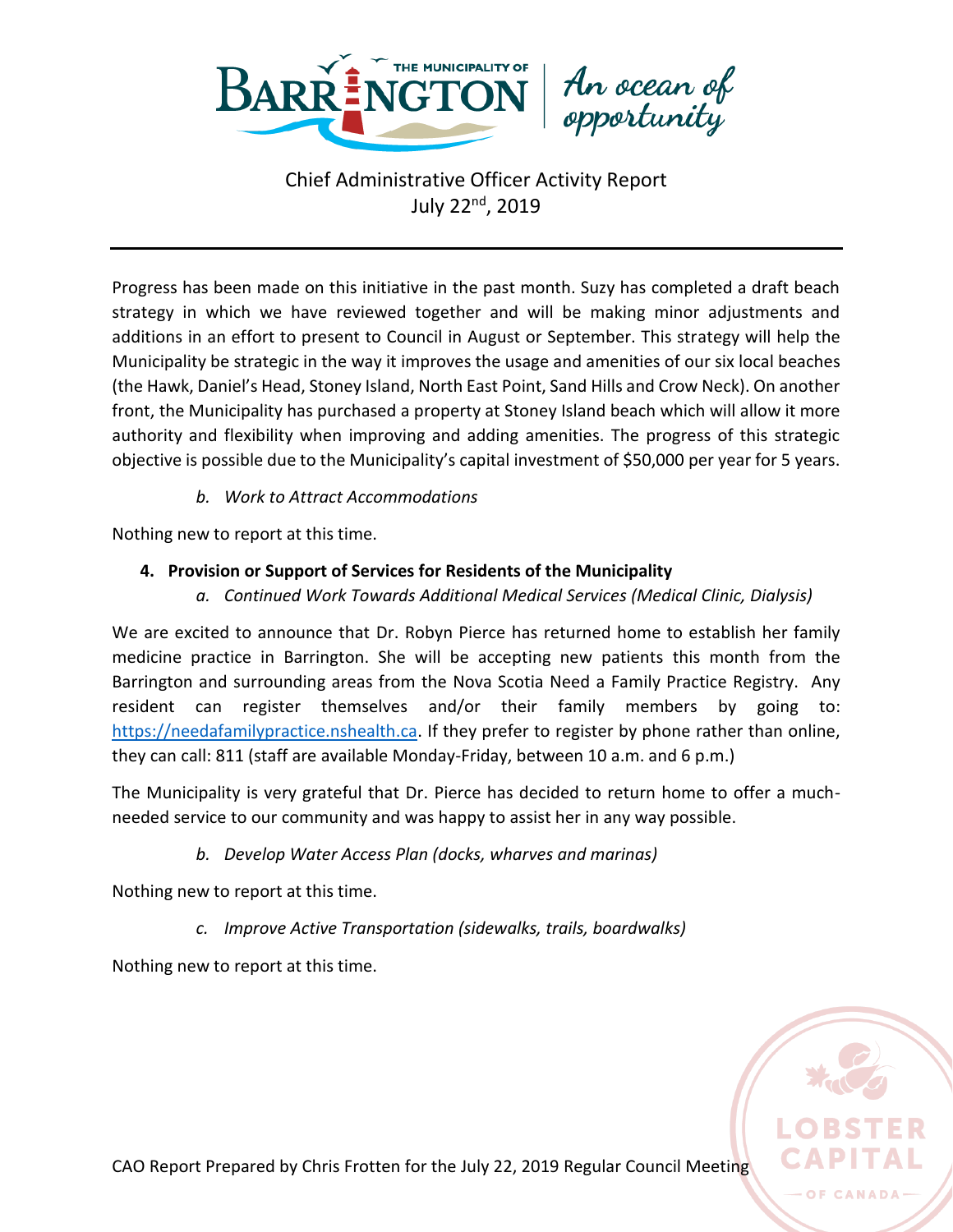Progress has been made on this initiative in the past month. Suzy has completed a draft beach strategy in which we have reviewed together and will be making minor adjustments and additions in an effort to present to Council in August or September. This strategy will help the Municipality be strategic in the way it improves the usage and amenities of our six local beaches (the Hawk, Daniel's Head, Stoney Island, North East Point, Sand Hills and Crow Neck). On another front, the Municipality has purchased a property at Stoney Island beach which will allow it more authority and flexibility when improving and adding amenities. The progress of this strategic objective is possible due to the Municipality's capital investment of $50,000 per year for 5 years.

*b. Work to Attract Accommodations*

Nothing new to report at this time.

**4. Provision or Support of Services for Residents of the Municipality**

*a. Continued Work Towards Additional Medical Services (Medical Clinic, Dialysis)*

We are excited to announce that Dr. Robyn Pierce has returned home to establish her family medicine practice in Barrington. She will be accepting new patients this month from the Barrington and surrounding areas from the Nova Scotia Need a Family Practice Registry. Any resident can register themselves and/or their family members by going to: https://needafamilypractice.nshealth.ca. If they prefer to register by phone rather than online, they can call: 811 (staff are available Monday-Friday, between 10 a.m. and 6 p.m.)

The Municipality is very grateful that Dr. Pierce has decided to return home to offer a much-needed service to our community and was happy to assist her in any way possible.

*b. Develop Water Access Plan (docks, wharves and marinas)*

Nothing new to report at this time.

*c. Improve Active Transportation (sidewalks, trails, boardwalks)*

Nothing new to report at this time.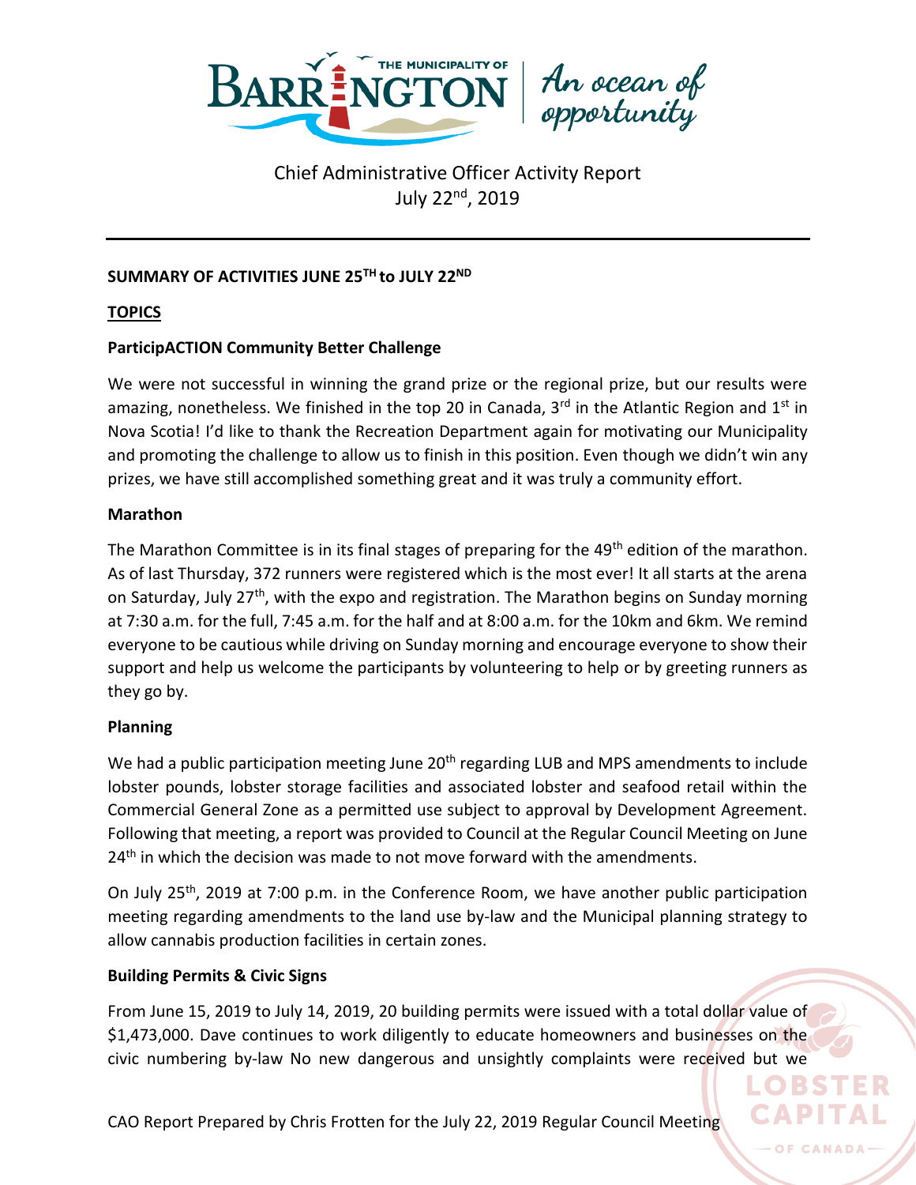Chief Administrative Officer Activity Report
July 22nd, 2019

**SUMMARY OF ACTIVITIES JUNE 25TH to JULY 22ND**

**TOPICS**

**ParticipACTION Community Better Challenge**

We were not successful in winning the grand prize or the regional prize, but our results were amazing, nonetheless. We finished in the top 20 in Canada, 3rd in the Atlantic Region and 1st in Nova Scotia! I'd like to thank the Recreation Department again for motivating our Municipality and promoting the challenge to allow us to finish in this position. Even though we didn't win any prizes, we have still accomplished something great and it was truly a community effort.

**Marathon**

The Marathon Committee is in its final stages of preparing for the 49th edition of the marathon. As of last Thursday, 372 runners were registered which is the most ever! It all starts at the arena on Saturday, July 27th, with the expo and registration. The Marathon begins on Sunday morning at 7:30 a.m. for the full, 7:45 a.m. for the half and at 8:00 a.m. for the 10km and 6km. We remind everyone to be cautious while driving on Sunday morning and encourage everyone to show their support and help us welcome the participants by volunteering to help or by greeting runners as they go by.

**Planning**

We had a public participation meeting June 20th regarding LUB and MPS amendments to include lobster pounds, lobster storage facilities and associated lobster and seafood retail within the Commercial General Zone as a permitted use subject to approval by Development Agreement. Following that meeting, a report was provided to Council at the Regular Council Meeting on June 24th in which the decision was made to not move forward with the amendments.

On July 25th, 2019 at 7:00 p.m. in the Conference Room, we have another public participation meeting regarding amendments to the land use by-law and the Municipal planning strategy to allow cannabis production facilities in certain zones.

**Building Permits & Civic Signs**

From June 15, 2019 to July 14, 2019, 20 building permits were issued with a total dollar value of $1,473,000. Dave continues to work diligently to educate homeowners and businesses on the civic numbering by-law No new dangerous and unsightly complaints were received but we

CAO Report Prepared by Chris Frotten for the July 22, 2019 Regular Council Meeting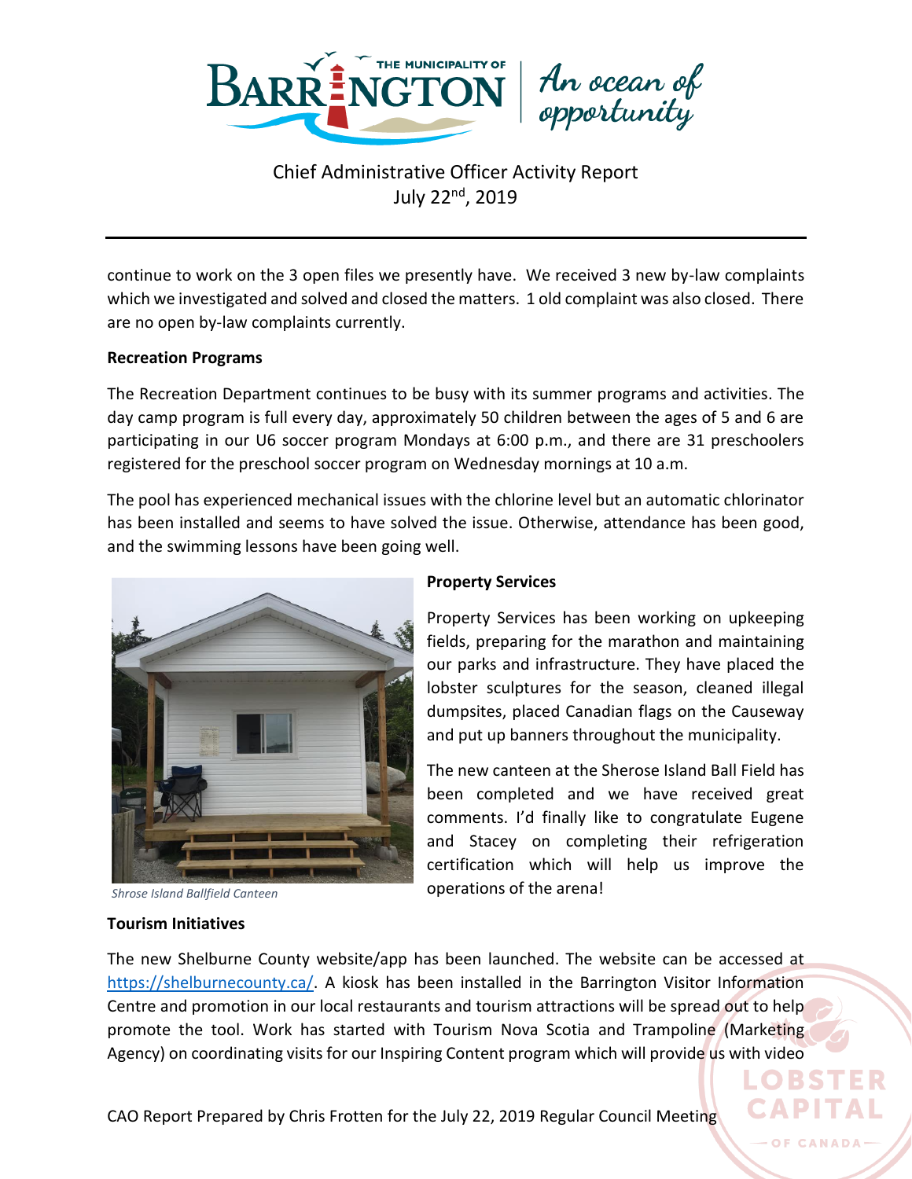continue to work on the 3 open files we presently have. We received 3 new by-law complaints which we investigated and solved and closed the matters. 1 old complaint was also closed. There are no open by-law complaints currently.

**Recreation Programs**

The Recreation Department continues to be busy with its summer programs and activities. The day camp program is full every day, approximately 50 children between the ages of 5 and 6 are participating in our U6 soccer program Mondays at 6:00 p.m., and there are 31 preschoolers registered for the preschool soccer program on Wednesday mornings at 10 a.m.

The pool has experienced mechanical issues with the chlorine level but an automatic chlorinator has been installed and seems to have solved the issue. Otherwise, attendance has been good, and the swimming lessons have been going well.

**Property Services**

Property Services has been working on upkeeping fields, preparing for the marathon and maintaining our parks and infrastructure. They have placed the lobster sculptures for the season, cleaned illegal dumpsites, placed Canadian flags on the Causeway and put up banners throughout the municipality.

The new canteen at the Sherose Island Ball Field has been completed and we have received great comments. I'd finally like to congratulate Eugene and Stacey on completing their refrigeration certification which will help us improve the operations of the arena!

*Shrose Island Ballfield Canteen*

**Tourism Initiatives**

The new Shelburne County website/app has been launched. The website can be accessed at https://shelburnecounty.ca/. A kiosk has been installed in the Barrington Visitor Information Centre and promotion in our local restaurants and tourism attractions will be spread out to help promote the tool. Work has started with Tourism Nova Scotia and Trampoline (Marketing Agency) on coordinating visits for our Inspiring Content program which will provide us with video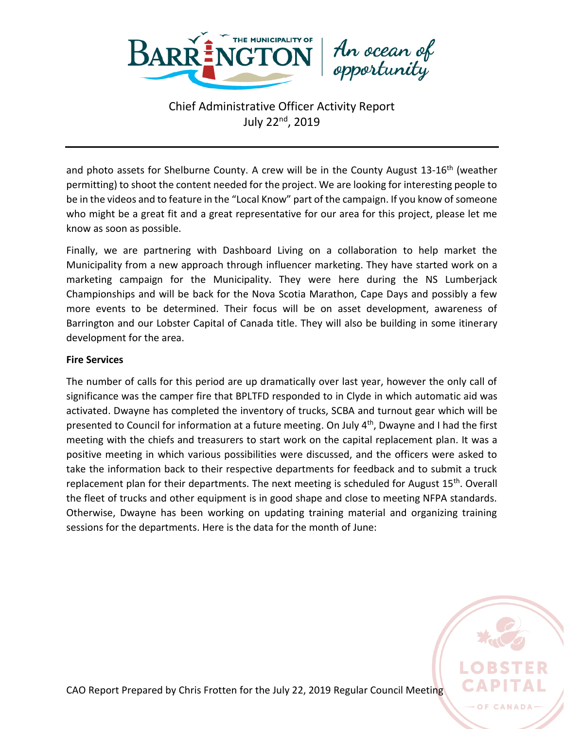and photo assets for Shelburne County. A crew will be in the County August 13-16th (weather permitting) to shoot the content needed for the project. We are looking for interesting people to be in the videos and to feature in the "Local Know" part of the campaign. If you know of someone who might be a great fit and a great representative for our area for this project, please let me know as soon as possible.

Finally, we are partnering with Dashboard Living on a collaboration to help market the Municipality from a new approach through influencer marketing. They have started work on a marketing campaign for the Municipality. They were here during the NS Lumberjack Championships and will be back for the Nova Scotia Marathon, Cape Days and possibly a few more events to be determined. Their focus will be on asset development, awareness of Barrington and our Lobster Capital of Canada title. They will also be building in some itinerary development for the area.

**Fire Services**

The number of calls for this period are up dramatically over last year, however the only call of significance was the camper fire that BPLTFD responded to in Clyde in which automatic aid was activated. Dwayne has completed the inventory of trucks, SCBA and turnout gear which will be presented to Council for information at a future meeting. On July 4th, Dwayne and I had the first meeting with the chiefs and treasurers to start work on the capital replacement plan. It was a positive meeting in which various possibilities were discussed, and the officers were asked to take the information back to their respective departments for feedback and to submit a truck replacement plan for their departments. The next meeting is scheduled for August 15th. Overall the fleet of trucks and other equipment is in good shape and close to meeting NFPA standards. Otherwise, Dwayne has been working on updating training material and organizing training sessions for the departments. Here is the data for the month of June: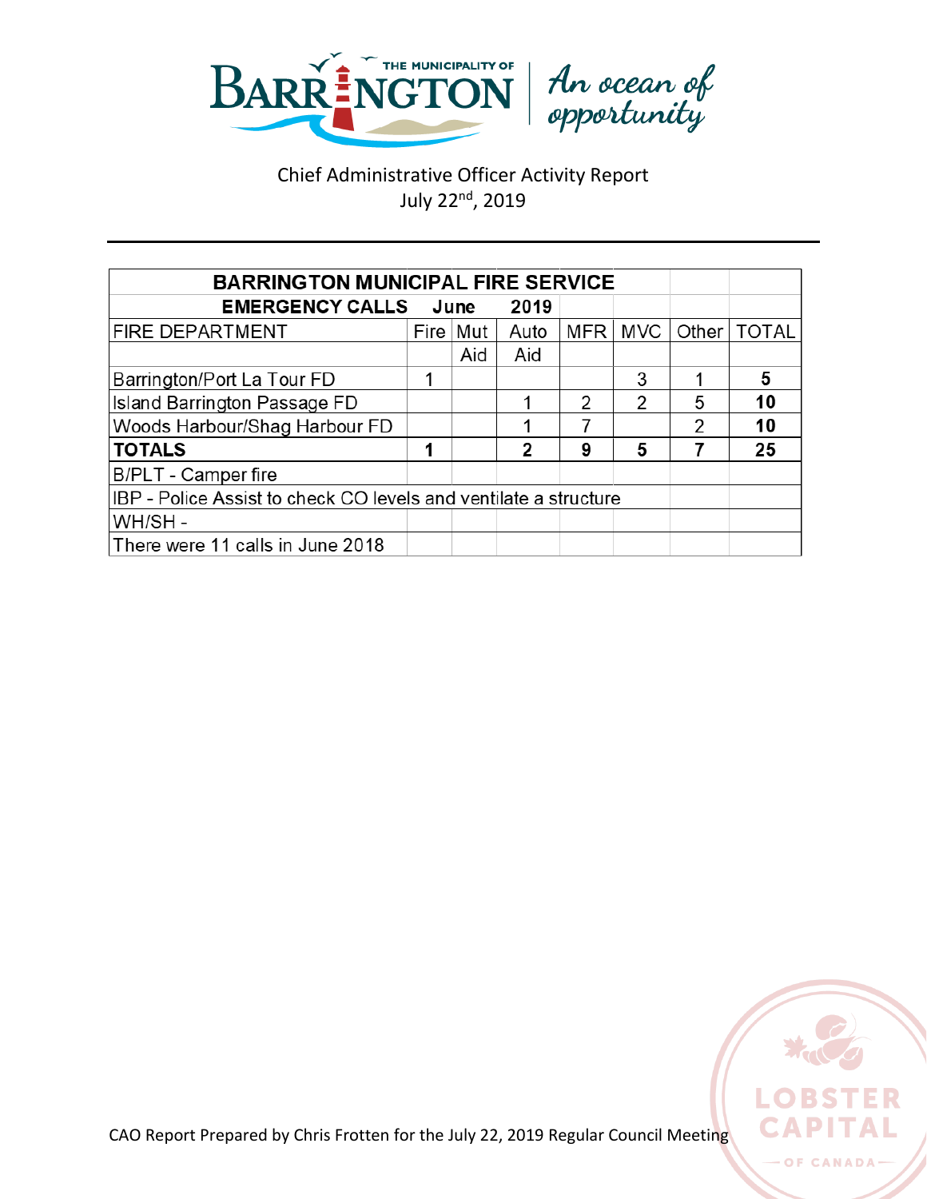Chief Administrative Officer Activity Report
July 22nd, 2019

| BARRINGTON MUNICIPAL FIRE SERVICE | | | | | | | |
|---|---|---|---|---|---|---|---|
| EMERGENCY CALLS June 2019 | | | | | | | |
| FIRE DEPARTMENT | Fire | Mut Aid | Auto Aid | MFR | MVC | Other | TOTAL |
| Barrington/Port La Tour FD | 1 | | | | 3 | 1 | **5** |
| Island Barrington Passage FD | | | 1 | 2 | 2 | 5 | **10** |
| Woods Harbour/Shag Harbour FD | | | 1 | 7 | | 2 | **10** |
| **TOTALS** | **1** | | **2** | **9** | **5** | **7** | **25** |
| B/PLT - Camper fire | | | | | | | |
| IBP - Police Assist to check CO levels and ventilate a structure | | | | | | | |
| WH/SH - | | | | | | | |
| There were 11 calls in June 2018 | | | | | | | |

CAO Report Prepared by Chris Frotten for the July 22, 2019 Regular Council Meeting